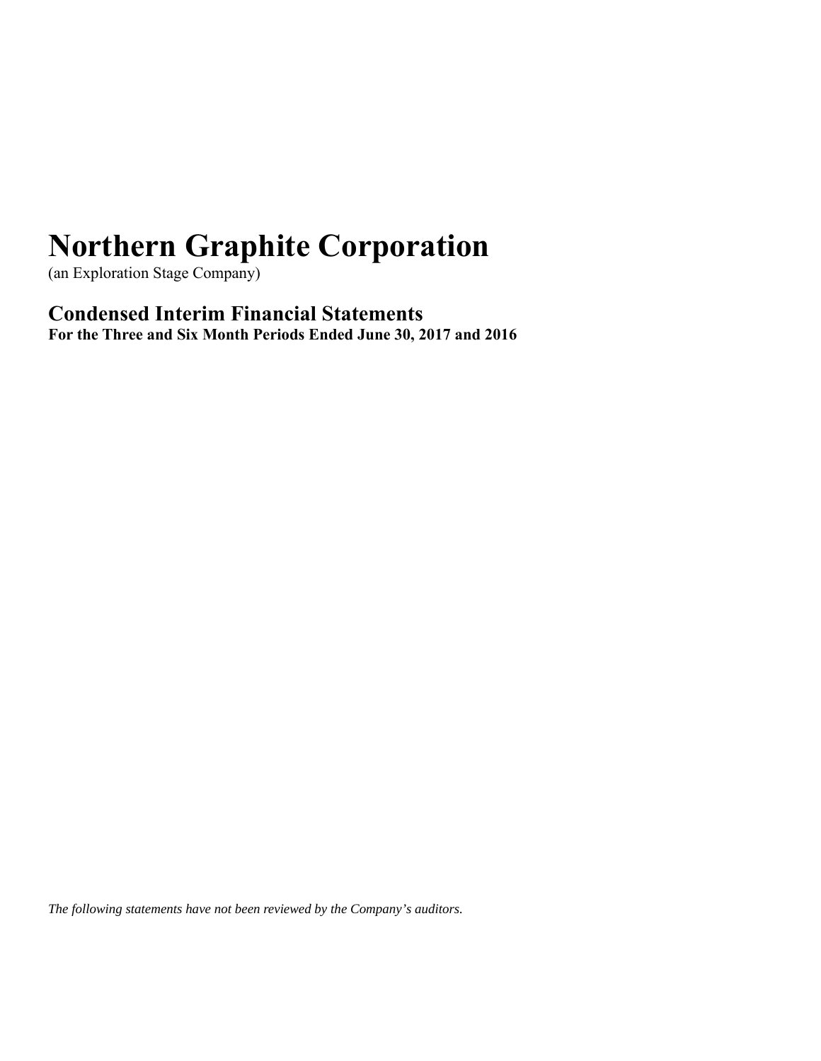# Northern Graphite Corporation

(an Exploration Stage Company)

## Condensed Interim Financial Statements

**For the Three and Six Month Periods Ended June 30, 2017 and 2016**

*The following statements have not been reviewed by the Company's auditors.*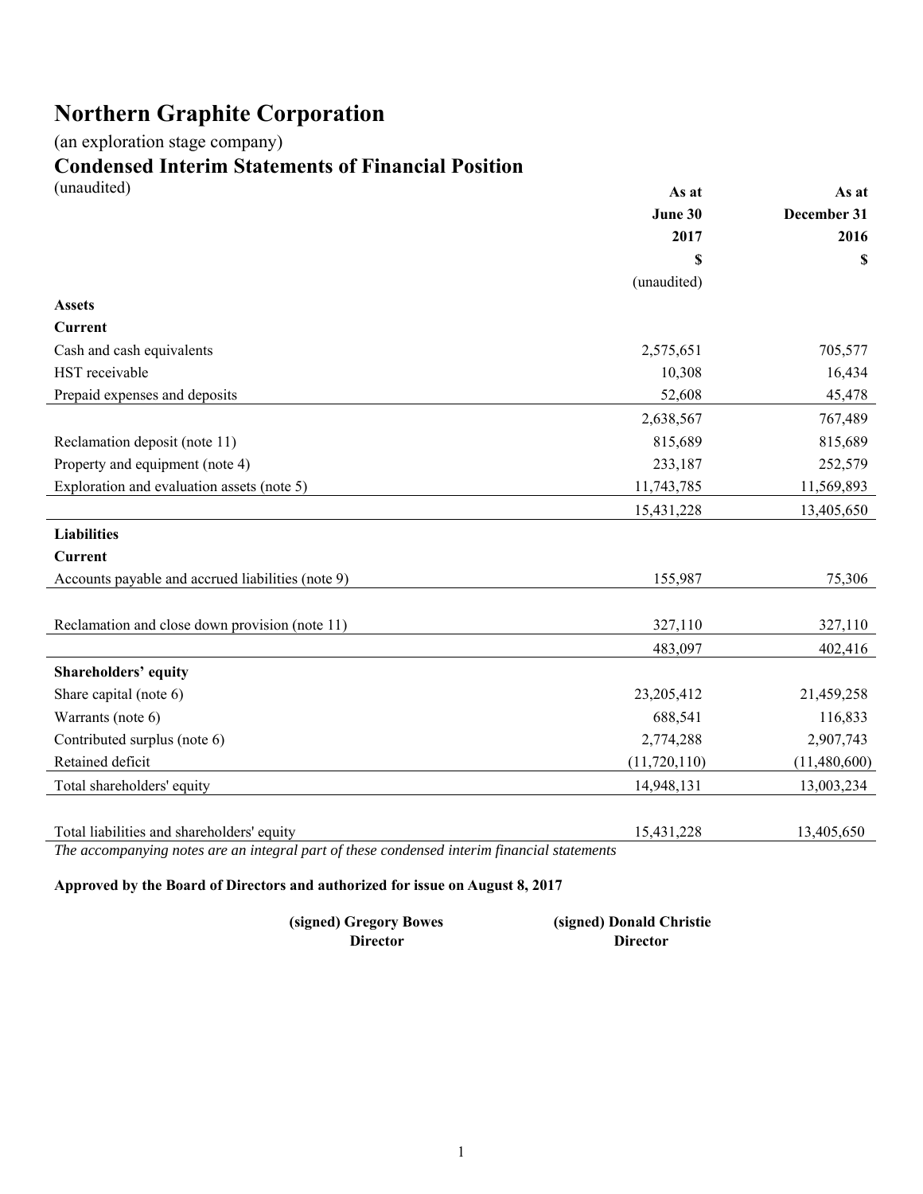# Northern Graphite Corporation

(an exploration stage company)

## Condensed Interim Statements of Financial Position

(unaudited)

| | As at June 30 2017 $ (unaudited) | As at December 31 2016 $ |
|---|---|---|
| **Assets** | | |
| **Current** | | |
| Cash and cash equivalents | 2,575,651 | 705,577 |
| HST receivable | 10,308 | 16,434 |
| Prepaid expenses and deposits | 52,608 | 45,478 |
| | 2,638,567 | 767,489 |
| Reclamation deposit (note 11) | 815,689 | 815,689 |
| Property and equipment (note 4) | 233,187 | 252,579 |
| Exploration and evaluation assets (note 5) | 11,743,785 | 11,569,893 |
| | 15,431,228 | 13,405,650 |
| **Liabilities** | | |
| **Current** | | |
| Accounts payable and accrued liabilities (note 9) | 155,987 | 75,306 |
| Reclamation and close down provision (note 11) | 327,110 | 327,110 |
| | 483,097 | 402,416 |
| **Shareholders' equity** | | |
| Share capital (note 6) | 23,205,412 | 21,459,258 |
| Warrants (note 6) | 688,541 | 116,833 |
| Contributed surplus (note 6) | 2,774,288 | 2,907,743 |
| Retained deficit | (11,720,110) | (11,480,600) |
| Total shareholders' equity | 14,948,131 | 13,003,234 |
| Total liabilities and shareholders' equity | 15,431,228 | 13,405,650 |

*The accompanying notes are an integral part of these condensed interim financial statements*

**Approved by the Board of Directors and authorized for issue on August 8, 2017**

**(signed) Gregory Bowes**
**Director**

**(signed) Donald Christie**
**Director**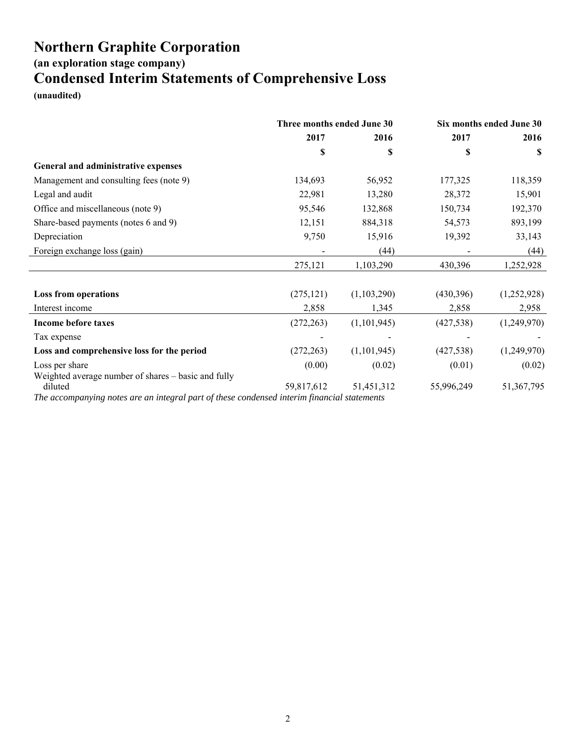# Northern Graphite Corporation

### (an exploration stage company)

## Condensed Interim Statements of Comprehensive Loss

**(unaudited)**

| | Three months ended June 30 | | Six months ended June 30 | |
|---|---|---|---|---|
| | **2017** | **2016** | **2017** | **2016** |
| | **$** | **$** | **$** | **$** |
| **General and administrative expenses** | | | | |
| Management and consulting fees (note 9) | 134,693 | 56,952 | 177,325 | 118,359 |
| Legal and audit | 22,981 | 13,280 | 28,372 | 15,901 |
| Office and miscellaneous (note 9) | 95,546 | 132,868 | 150,734 | 192,370 |
| Share-based payments (notes 6 and 9) | 12,151 | 884,318 | 54,573 | 893,199 |
| Depreciation | 9,750 | 15,916 | 19,392 | 33,143 |
| Foreign exchange loss (gain) | - | (44) | - | (44) |
| | 275,121 | 1,103,290 | 430,396 | 1,252,928 |
| **Loss from operations** | (275,121) | (1,103,290) | (430,396) | (1,252,928) |
| Interest income | 2,858 | 1,345 | 2,858 | 2,958 |
| **Income before taxes** | (272,263) | (1,101,945) | (427,538) | (1,249,970) |
| Tax expense | - | - | - | - |
| **Loss and comprehensive loss for the period** | (272,263) | (1,101,945) | (427,538) | (1,249,970) |
| Loss per share | (0.00) | (0.02) | (0.01) | (0.02) |
| Weighted average number of shares – basic and fully diluted | 59,817,612 | 51,451,312 | 55,996,249 | 51,367,795 |

*The accompanying notes are an integral part of these condensed interim financial statements*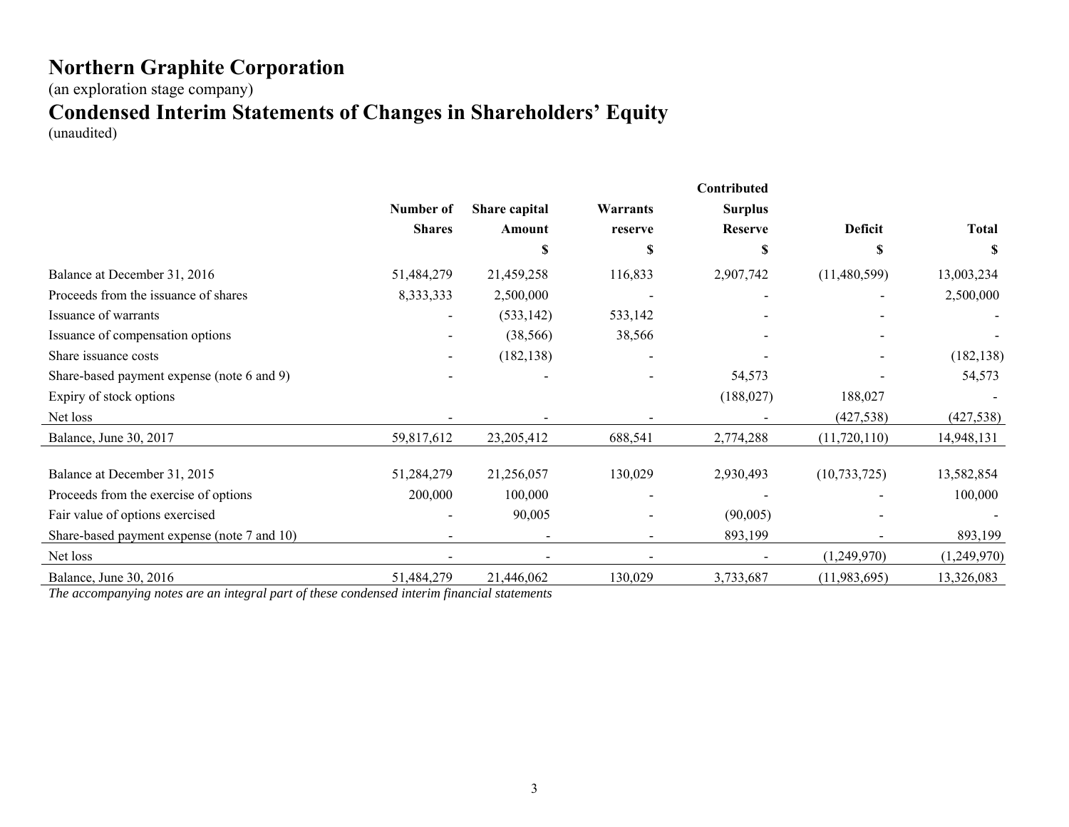# Northern Graphite Corporation

(an exploration stage company)

# Condensed Interim Statements of Changes in Shareholders' Equity

(unaudited)

| | Number of Shares | Share capital Amount | Warrants reserve | Contributed Surplus Reserve | Deficit | Total |
|---|---|---|---|---|---|---|
| | | $ | $ | $ | $ | $ |
| Balance at December 31, 2016 | 51,484,279 | 21,459,258 | 116,833 | 2,907,742 | (11,480,599) | 13,003,234 |
| Proceeds from the issuance of shares | 8,333,333 | 2,500,000 | - | - | - | 2,500,000 |
| Issuance of warrants | - | (533,142) | 533,142 | - | - | - |
| Issuance of compensation options | - | (38,566) | 38,566 | - | - | - |
| Share issuance costs | - | (182,138) | - | - | - | (182,138) |
| Share-based payment expense (note 6 and 9) | - | - | - | 54,573 | - | 54,573 |
| Expiry of stock options | | | | (188,027) | 188,027 | - |
| Net loss | - | - | - | - | (427,538) | (427,538) |
| Balance, June 30, 2017 | 59,817,612 | 23,205,412 | 688,541 | 2,774,288 | (11,720,110) | 14,948,131 |
| | | | | | | |
| Balance at December 31, 2015 | 51,284,279 | 21,256,057 | 130,029 | 2,930,493 | (10,733,725) | 13,582,854 |
| Proceeds from the exercise of options | 200,000 | 100,000 | - | - | - | 100,000 |
| Fair value of options exercised | - | 90,005 | - | (90,005) | - | - |
| Share-based payment expense (note 7 and 10) | - | - | - | 893,199 | - | 893,199 |
| Net loss | - | - | - | - | (1,249,970) | (1,249,970) |
| Balance, June 30, 2016 | 51,484,279 | 21,446,062 | 130,029 | 3,733,687 | (11,983,695) | 13,326,083 |

*The accompanying notes are an integral part of these condensed interim financial statements*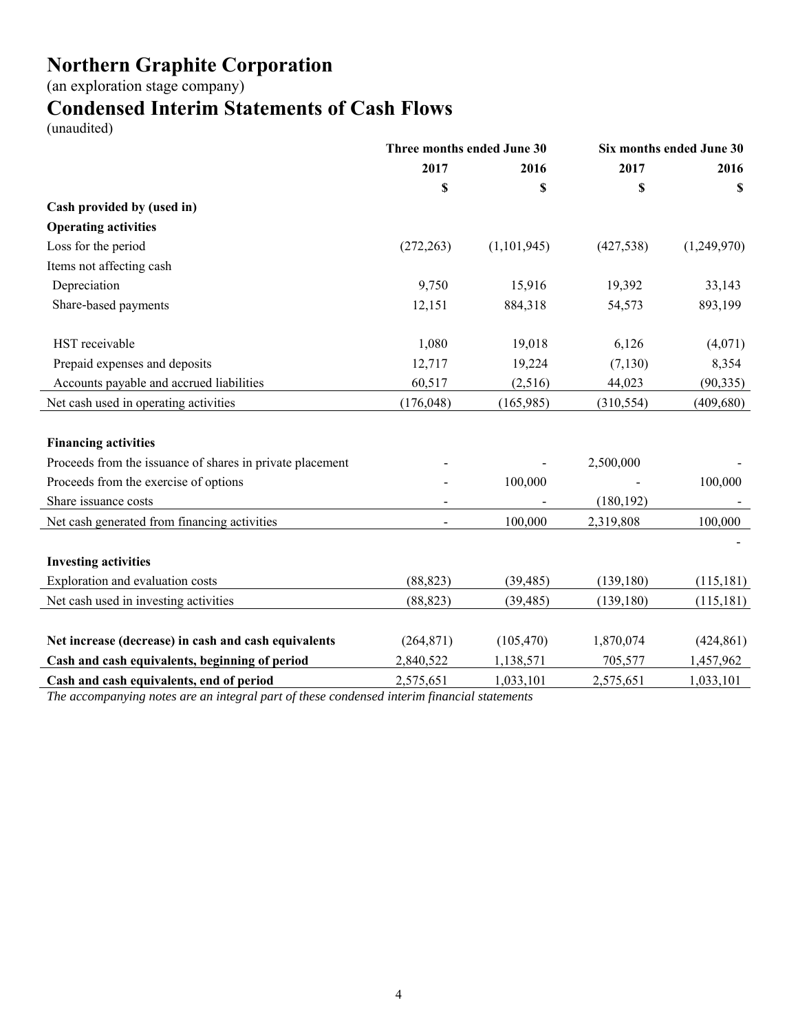# Northern Graphite Corporation

(an exploration stage company)

# Condensed Interim Statements of Cash Flows

(unaudited)

| | Three months ended June 30 | | Six months ended June 30 | |
|---|---|---|---|---|
| | 2017 | 2016 | 2017 | 2016 |
| | $ | $ | $ | $ |
| **Cash provided by (used in)** | | | | |
| **Operating activities** | | | | |
| Loss for the period | (272,263) | (1,101,945) | (427,538) | (1,249,970) |
| Items not affecting cash | | | | |
| Depreciation | 9,750 | 15,916 | 19,392 | 33,143 |
| Share-based payments | 12,151 | 884,318 | 54,573 | 893,199 |
| HST receivable | 1,080 | 19,018 | 6,126 | (4,071) |
| Prepaid expenses and deposits | 12,717 | 19,224 | (7,130) | 8,354 |
| Accounts payable and accrued liabilities | 60,517 | (2,516) | 44,023 | (90,335) |
| Net cash used in operating activities | (176,048) | (165,985) | (310,554) | (409,680) |
| **Financing activities** | | | | |
| Proceeds from the issuance of shares in private placement | - | - | 2,500,000 | - |
| Proceeds from the exercise of options | - | 100,000 | - | 100,000 |
| Share issuance costs | - | - | (180,192) | - |
| Net cash generated from financing activities | - | 100,000 | 2,319,808 | 100,000 |
| | | | | - |
| **Investing activities** | | | | |
| Exploration and evaluation costs | (88,823) | (39,485) | (139,180) | (115,181) |
| Net cash used in investing activities | (88,823) | (39,485) | (139,180) | (115,181) |
| **Net increase (decrease) in cash and cash equivalents** | (264,871) | (105,470) | 1,870,074 | (424,861) |
| **Cash and cash equivalents, beginning of period** | 2,840,522 | 1,138,571 | 705,577 | 1,457,962 |
| **Cash and cash equivalents, end of period** | 2,575,651 | 1,033,101 | 2,575,651 | 1,033,101 |

*The accompanying notes are an integral part of these condensed interim financial statements*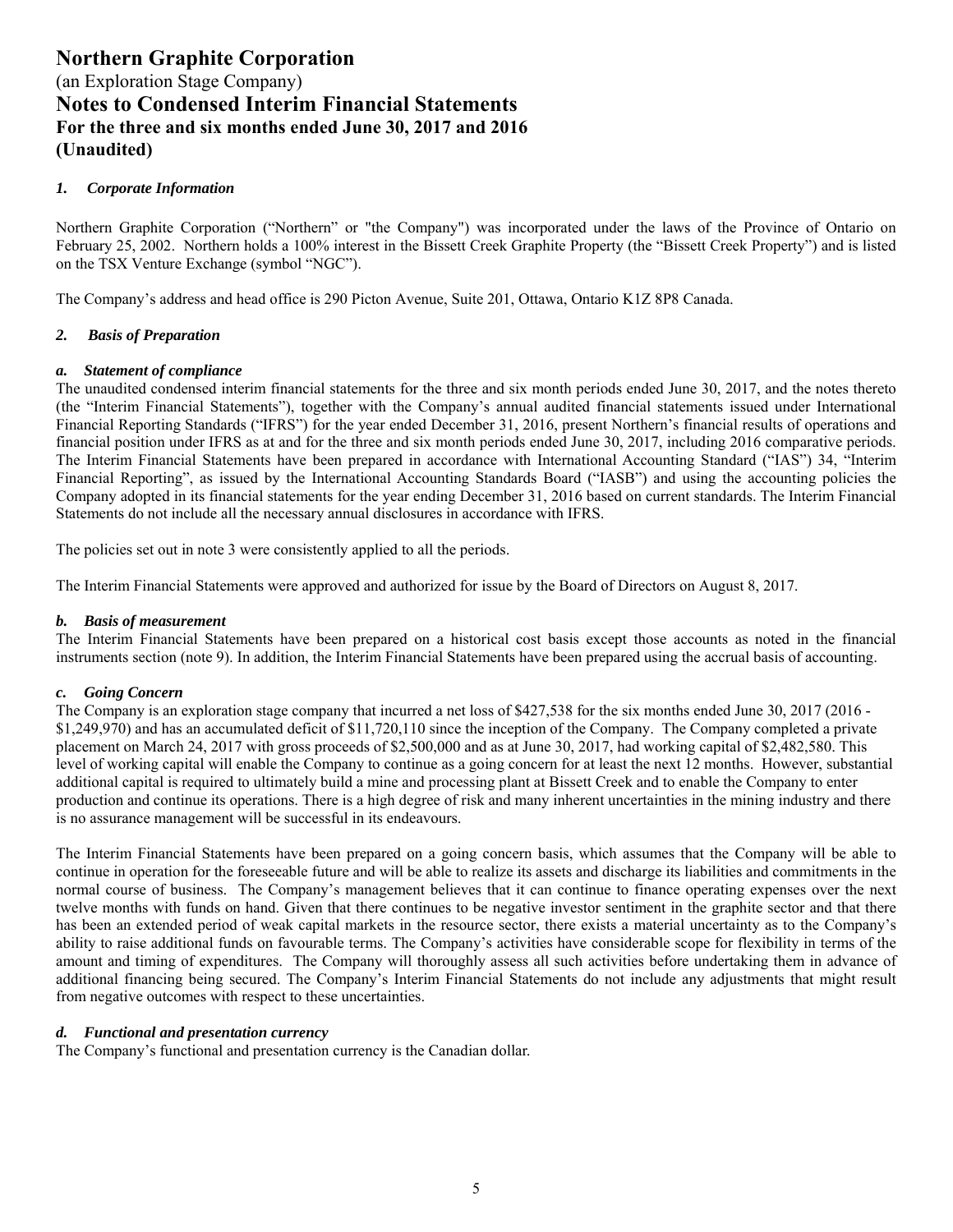# Northern Graphite Corporation

(an Exploration Stage Company)

## Notes to Condensed Interim Financial Statements

## For the three and six months ended June 30, 2017 and 2016

## (Unaudited)

### *1. Corporate Information*

Northern Graphite Corporation ("Northern" or "the Company") was incorporated under the laws of the Province of Ontario on February 25, 2002. Northern holds a 100% interest in the Bissett Creek Graphite Property (the "Bissett Creek Property") and is listed on the TSX Venture Exchange (symbol "NGC").

The Company's address and head office is 290 Picton Avenue, Suite 201, Ottawa, Ontario K1Z 8P8 Canada.

### *2. Basis of Preparation*

#### *a. Statement of compliance*

The unaudited condensed interim financial statements for the three and six month periods ended June 30, 2017, and the notes thereto (the "Interim Financial Statements"), together with the Company's annual audited financial statements issued under International Financial Reporting Standards ("IFRS") for the year ended December 31, 2016, present Northern's financial results of operations and financial position under IFRS as at and for the three and six month periods ended June 30, 2017, including 2016 comparative periods. The Interim Financial Statements have been prepared in accordance with International Accounting Standard ("IAS") 34, "Interim Financial Reporting", as issued by the International Accounting Standards Board ("IASB") and using the accounting policies the Company adopted in its financial statements for the year ending December 31, 2016 based on current standards. The Interim Financial Statements do not include all the necessary annual disclosures in accordance with IFRS.

The policies set out in note 3 were consistently applied to all the periods.

The Interim Financial Statements were approved and authorized for issue by the Board of Directors on August 8, 2017.

#### *b. Basis of measurement*

The Interim Financial Statements have been prepared on a historical cost basis except those accounts as noted in the financial instruments section (note 9). In addition, the Interim Financial Statements have been prepared using the accrual basis of accounting.

#### *c. Going Concern*

The Company is an exploration stage company that incurred a net loss of $427,538 for the six months ended June 30, 2017 (2016 - $1,249,970) and has an accumulated deficit of $11,720,110 since the inception of the Company. The Company completed a private placement on March 24, 2017 with gross proceeds of $2,500,000 and as at June 30, 2017, had working capital of $2,482,580. This level of working capital will enable the Company to continue as a going concern for at least the next 12 months. However, substantial additional capital is required to ultimately build a mine and processing plant at Bissett Creek and to enable the Company to enter production and continue its operations. There is a high degree of risk and many inherent uncertainties in the mining industry and there is no assurance management will be successful in its endeavours.

The Interim Financial Statements have been prepared on a going concern basis, which assumes that the Company will be able to continue in operation for the foreseeable future and will be able to realize its assets and discharge its liabilities and commitments in the normal course of business. The Company's management believes that it can continue to finance operating expenses over the next twelve months with funds on hand. Given that there continues to be negative investor sentiment in the graphite sector and that there has been an extended period of weak capital markets in the resource sector, there exists a material uncertainty as to the Company's ability to raise additional funds on favourable terms. The Company's activities have considerable scope for flexibility in terms of the amount and timing of expenditures. The Company will thoroughly assess all such activities before undertaking them in advance of additional financing being secured. The Company's Interim Financial Statements do not include any adjustments that might result from negative outcomes with respect to these uncertainties.

#### *d. Functional and presentation currency*

The Company's functional and presentation currency is the Canadian dollar.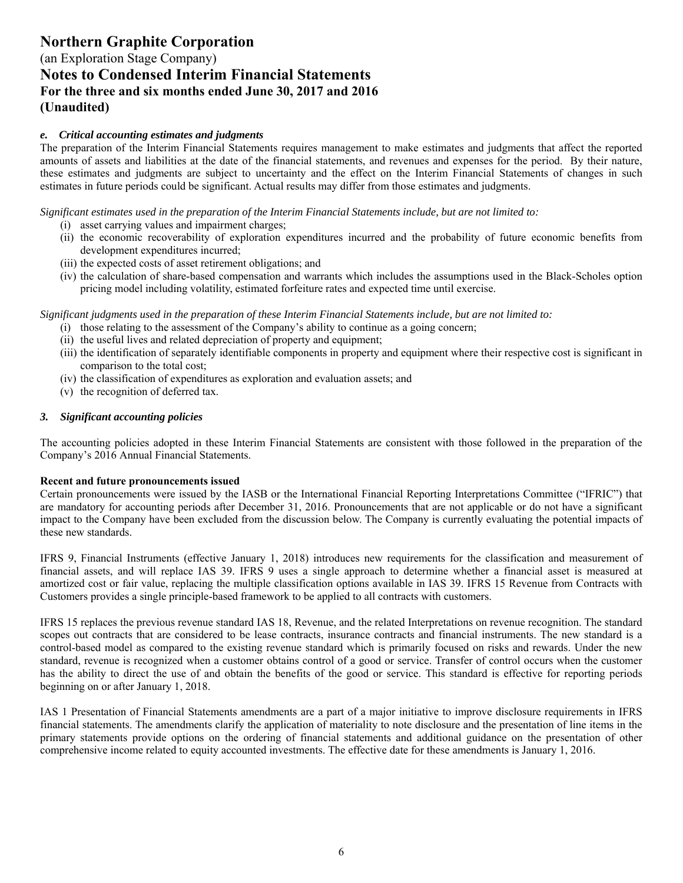### e. *Critical accounting estimates and judgments*

The preparation of the Interim Financial Statements requires management to make estimates and judgments that affect the reported amounts of assets and liabilities at the date of the financial statements, and revenues and expenses for the period. By their nature, these estimates and judgments are subject to uncertainty and the effect on the Interim Financial Statements of changes in such estimates in future periods could be significant. Actual results may differ from those estimates and judgments.

*Significant estimates used in the preparation of the Interim Financial Statements include, but are not limited to:*

(i) asset carrying values and impairment charges;
(ii) the economic recoverability of exploration expenditures incurred and the probability of future economic benefits from development expenditures incurred;
(iii) the expected costs of asset retirement obligations; and
(iv) the calculation of share-based compensation and warrants which includes the assumptions used in the Black-Scholes option pricing model including volatility, estimated forfeiture rates and expected time until exercise.

*Significant judgments used in the preparation of these Interim Financial Statements include, but are not limited to:*

(i) those relating to the assessment of the Company's ability to continue as a going concern;
(ii) the useful lives and related depreciation of property and equipment;
(iii) the identification of separately identifiable components in property and equipment where their respective cost is significant in comparison to the total cost;
(iv) the classification of expenditures as exploration and evaluation assets; and
(v) the recognition of deferred tax.

## 3. *Significant accounting policies*

The accounting policies adopted in these Interim Financial Statements are consistent with those followed in the preparation of the Company's 2016 Annual Financial Statements.

**Recent and future pronouncements issued**

Certain pronouncements were issued by the IASB or the International Financial Reporting Interpretations Committee ("IFRIC") that are mandatory for accounting periods after December 31, 2016. Pronouncements that are not applicable or do not have a significant impact to the Company have been excluded from the discussion below. The Company is currently evaluating the potential impacts of these new standards.

IFRS 9, Financial Instruments (effective January 1, 2018) introduces new requirements for the classification and measurement of financial assets, and will replace IAS 39. IFRS 9 uses a single approach to determine whether a financial asset is measured at amortized cost or fair value, replacing the multiple classification options available in IAS 39. IFRS 15 Revenue from Contracts with Customers provides a single principle-based framework to be applied to all contracts with customers.

IFRS 15 replaces the previous revenue standard IAS 18, Revenue, and the related Interpretations on revenue recognition. The standard scopes out contracts that are considered to be lease contracts, insurance contracts and financial instruments. The new standard is a control-based model as compared to the existing revenue standard which is primarily focused on risks and rewards. Under the new standard, revenue is recognized when a customer obtains control of a good or service. Transfer of control occurs when the customer has the ability to direct the use of and obtain the benefits of the good or service. This standard is effective for reporting periods beginning on or after January 1, 2018.

IAS 1 Presentation of Financial Statements amendments are a part of a major initiative to improve disclosure requirements in IFRS financial statements. The amendments clarify the application of materiality to note disclosure and the presentation of line items in the primary statements provide options on the ordering of financial statements and additional guidance on the presentation of other comprehensive income related to equity accounted investments. The effective date for these amendments is January 1, 2016.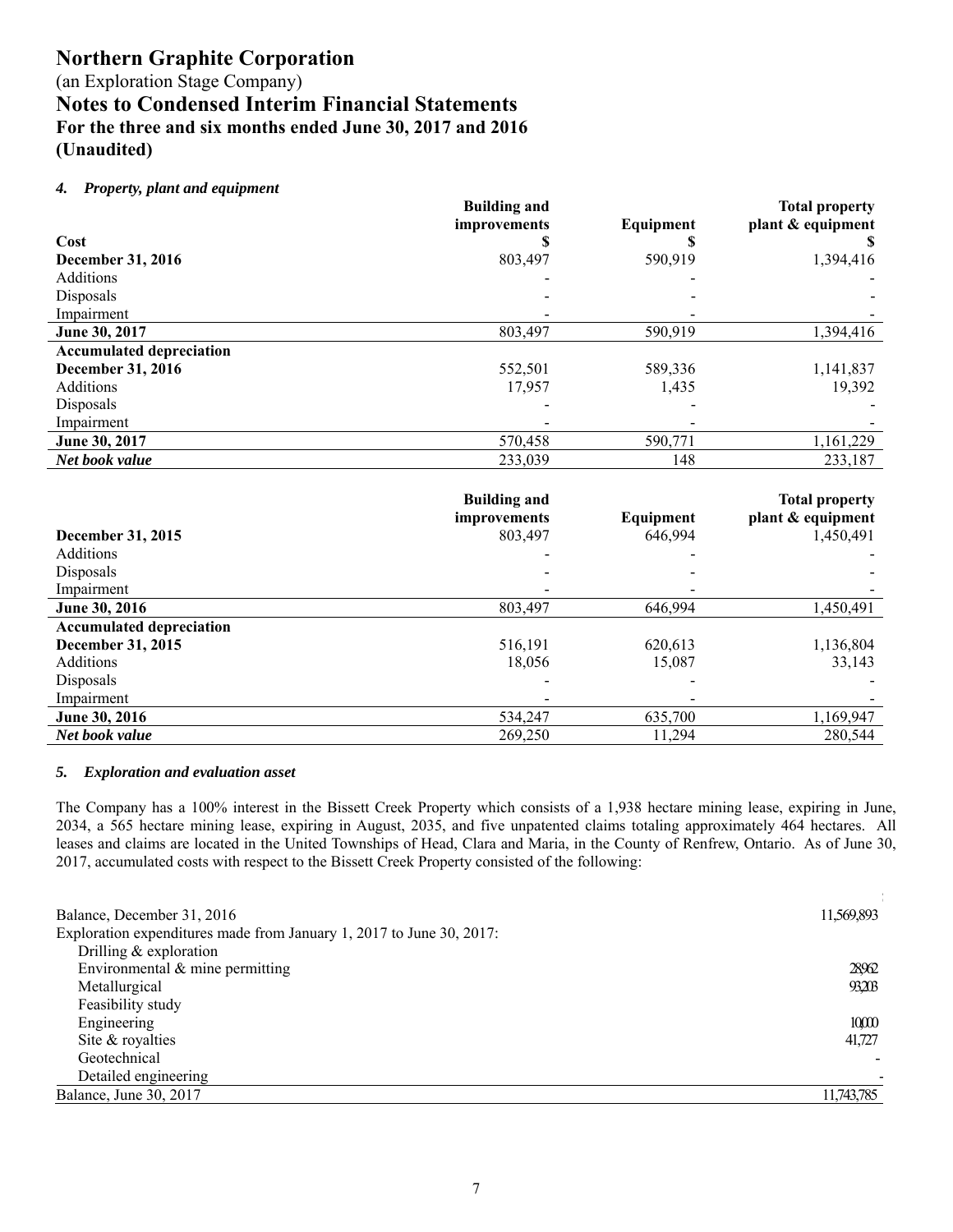# Northern Graphite Corporation

(an Exploration Stage Company)

## Notes to Condensed Interim Financial Statements

### For the three and six months ended June 30, 2017 and 2016

### (Unaudited)

#### *4. Property, plant and equipment*

| Cost | Building and improvements $ | Equipment $ | Total property plant & equipment $ |
|---|---|---|---|
| **December 31, 2016** | 803,497 | 590,919 | 1,394,416 |
| Additions | - | - | - |
| Disposals | - | - | - |
| Impairment | - | - | - |
| **June 30, 2017** | 803,497 | 590,919 | 1,394,416 |
| **Accumulated depreciation** | | | |
| **December 31, 2016** | 552,501 | 589,336 | 1,141,837 |
| Additions | 17,957 | 1,435 | 19,392 |
| Disposals | - | - | - |
| Impairment | - | - | - |
| **June 30, 2017** | 570,458 | 590,771 | 1,161,229 |
| ***Net book value*** | 233,039 | 148 | 233,187 |

| | Building and improvements | Equipment | Total property plant & equipment |
|---|---|---|---|
| **December 31, 2015** | 803,497 | 646,994 | 1,450,491 |
| Additions | - | - | - |
| Disposals | - | - | - |
| Impairment | - | - | - |
| **June 30, 2016** | 803,497 | 646,994 | 1,450,491 |
| **Accumulated depreciation** | | | |
| **December 31, 2015** | 516,191 | 620,613 | 1,136,804 |
| Additions | 18,056 | 15,087 | 33,143 |
| Disposals | - | - | - |
| Impairment | - | - | - |
| **June 30, 2016** | 534,247 | 635,700 | 1,169,947 |
| ***Net book value*** | 269,250 | 11,294 | 280,544 |

#### *5. Exploration and evaluation asset*

The Company has a 100% interest in the Bissett Creek Property which consists of a 1,938 hectare mining lease, expiring in June, 2034, a 565 hectare mining lease, expiring in August, 2035, and five unpatented claims totaling approximately 464 hectares. All leases and claims are located in the United Townships of Head, Clara and Maria, in the County of Renfrew, Ontario. As of June 30, 2017, accumulated costs with respect to the Bissett Creek Property consisted of the following:

| | $ |
|---|---|
| Balance, December 31, 2016 | 11,569,893 |
| Exploration expenditures made from January 1, 2017 to June 30, 2017: | |
| Drilling & exploration | |
| Environmental & mine permitting | 28,962 |
| Metallurgical | 93,203 |
| Feasibility study | |
| Engineering | 10,000 |
| Site & royalties | 41,727 |
| Geotechnical | - |
| Detailed engineering | - |
| Balance, June 30, 2017 | 11,743,785 |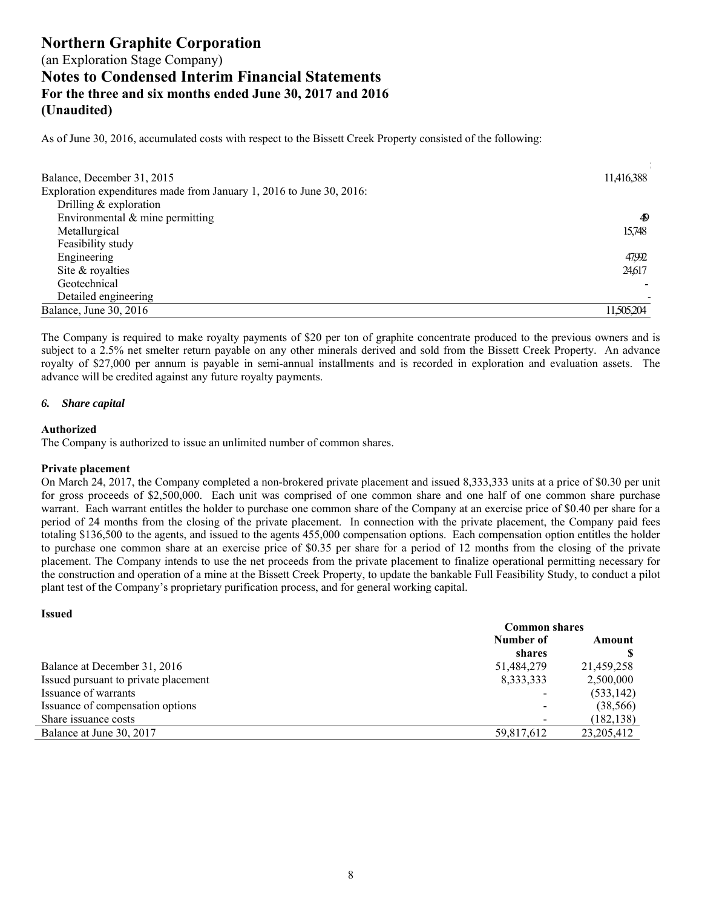As of June 30, 2016, accumulated costs with respect to the Bissett Creek Property consisted of the following:

| | $ |
|---|---|
| Balance, December 31, 2015 | 11,416,388 |
| Exploration expenditures made from January 1, 2016 to June 30, 2016: | |
| Drilling & exploration | |
| Environmental & mine permitting | 459 |
| Metallurgical | 15,748 |
| Feasibility study | |
| Engineering | 47,992 |
| Site & royalties | 24,617 |
| Geotechnical | - |
| Detailed engineering | - |
| Balance, June 30, 2016 | 11,505,204 |

The Company is required to make royalty payments of $20 per ton of graphite concentrate produced to the previous owners and is subject to a 2.5% net smelter return payable on any other minerals derived and sold from the Bissett Creek Property. An advance royalty of $27,000 per annum is payable in semi-annual installments and is recorded in exploration and evaluation assets. The advance will be credited against any future royalty payments.

## *6. Share capital*

**Authorized**

The Company is authorized to issue an unlimited number of common shares.

**Private placement**

On March 24, 2017, the Company completed a non-brokered private placement and issued 8,333,333 units at a price of $0.30 per unit for gross proceeds of $2,500,000. Each unit was comprised of one common share and one half of one common share purchase warrant. Each warrant entitles the holder to purchase one common share of the Company at an exercise price of $0.40 per share for a period of 24 months from the closing of the private placement. In connection with the private placement, the Company paid fees totaling $136,500 to the agents, and issued to the agents 455,000 compensation options. Each compensation option entitles the holder to purchase one common share at an exercise price of $0.35 per share for a period of 12 months from the closing of the private placement. The Company intends to use the net proceeds from the private placement to finalize operational permitting necessary for the construction and operation of a mine at the Bissett Creek Property, to update the bankable Full Feasibility Study, to conduct a pilot plant test of the Company's proprietary purification process, and for general working capital.

**Issued**

| | Common shares | |
|---|---|---|
| | Number of shares | Amount $ |
| Balance at December 31, 2016 | 51,484,279 | 21,459,258 |
| Issued pursuant to private placement | 8,333,333 | 2,500,000 |
| Issuance of warrants | - | (533,142) |
| Issuance of compensation options | - | (38,566) |
| Share issuance costs | - | (182,138) |
| Balance at June 30, 2017 | 59,817,612 | 23,205,412 |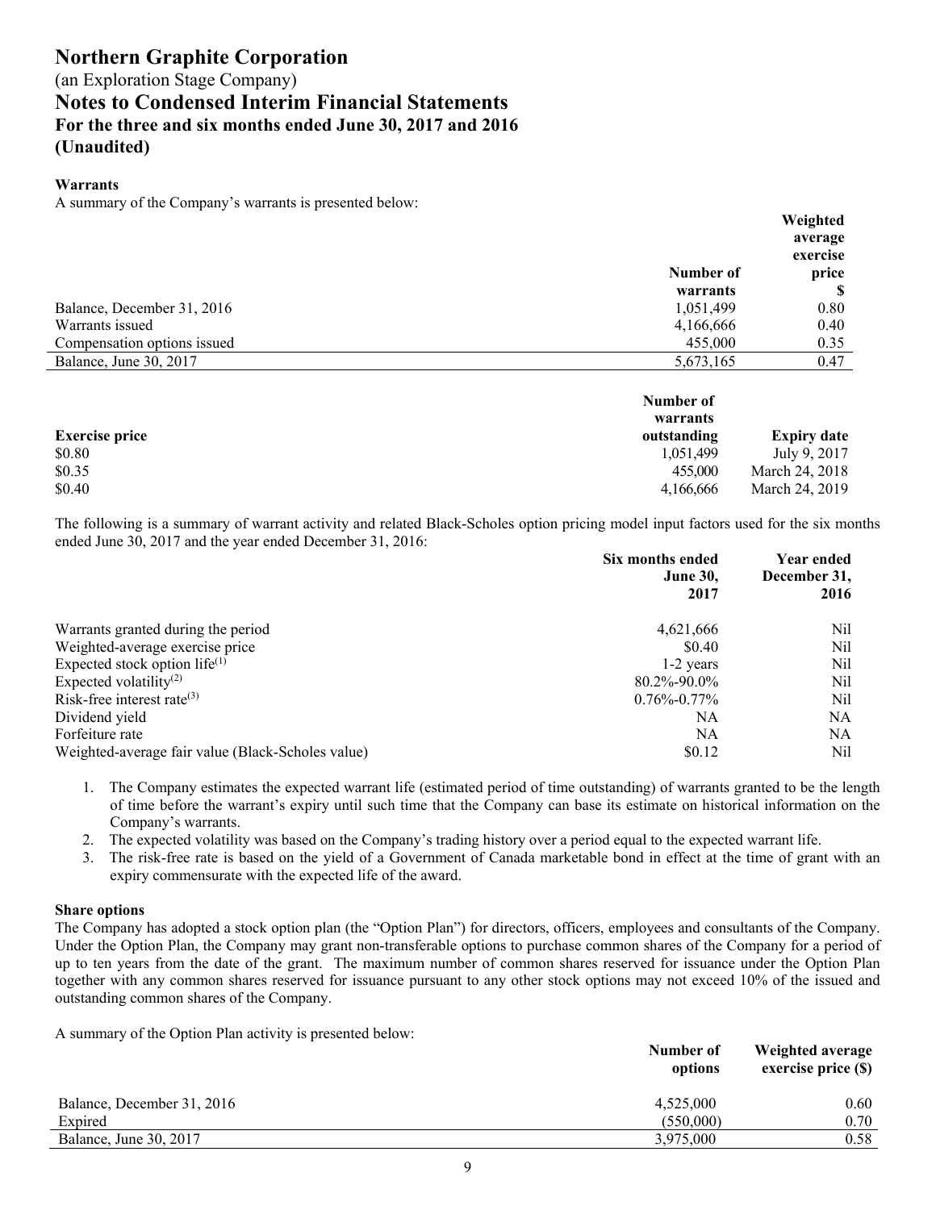**Warrants**

A summary of the Company's warrants is presented below:

| | Number of warrants | Weighted average exercise price $ |
|---|---|---|
| Balance, December 31, 2016 | 1,051,499 | 0.80 |
| Warrants issued | 4,166,666 | 0.40 |
| Compensation options issued | 455,000 | 0.35 |
| Balance, June 30, 2017 | 5,673,165 | 0.47 |

| Exercise price | Number of warrants outstanding | Expiry date |
|---|---|---|
| $0.80 | 1,051,499 | July 9, 2017 |
| $0.35 | 455,000 | March 24, 2018 |
| $0.40 | 4,166,666 | March 24, 2019 |

The following is a summary of warrant activity and related Black-Scholes option pricing model input factors used for the six months ended June 30, 2017 and the year ended December 31, 2016:

| | Six months ended June 30, 2017 | Year ended December 31, 2016 |
|---|---|---|
| Warrants granted during the period | 4,621,666 | Nil |
| Weighted-average exercise price | $0.40 | Nil |
| Expected stock option life[(1)] | 1-2 years | Nil |
| Expected volatility[(2)] | 80.2%-90.0% | Nil |
| Risk-free interest rate[(3)] | 0.76%-0.77% | Nil |
| Dividend yield | NA | NA |
| Forfeiture rate | NA | NA |
| Weighted-average fair value (Black-Scholes value) | $0.12 | Nil |

1. The Company estimates the expected warrant life (estimated period of time outstanding) of warrants granted to be the length of time before the warrant's expiry until such time that the Company can base its estimate on historical information on the Company's warrants.
2. The expected volatility was based on the Company's trading history over a period equal to the expected warrant life.
3. The risk-free rate is based on the yield of a Government of Canada marketable bond in effect at the time of grant with an expiry commensurate with the expected life of the award.

**Share options**

The Company has adopted a stock option plan (the "Option Plan") for directors, officers, employees and consultants of the Company. Under the Option Plan, the Company may grant non-transferable options to purchase common shares of the Company for a period of up to ten years from the date of the grant. The maximum number of common shares reserved for issuance under the Option Plan together with any common shares reserved for issuance pursuant to any other stock options may not exceed 10% of the issued and outstanding common shares of the Company.

A summary of the Option Plan activity is presented below:

| | Number of options | Weighted average exercise price ($) |
|---|---|---|
| Balance, December 31, 2016 | 4,525,000 | 0.60 |
| Expired | (550,000) | 0.70 |
| Balance, June 30, 2017 | 3,975,000 | 0.58 |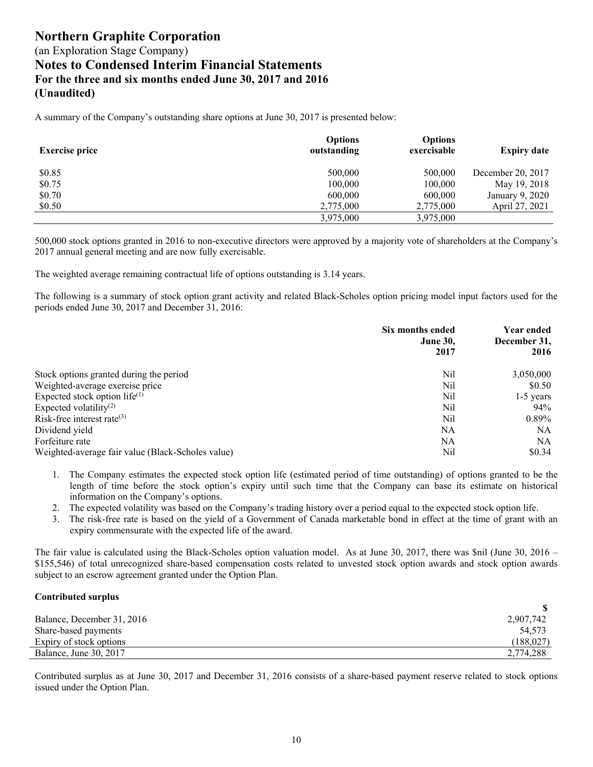A summary of the Company's outstanding share options at June 30, 2017 is presented below:

| Exercise price | Options outstanding | Options exercisable | Expiry date |
|---|---|---|---|
| $0.85 | 500,000 | 500,000 | December 20, 2017 |
| $0.75 | 100,000 | 100,000 | May 19, 2018 |
| $0.70 | 600,000 | 600,000 | January 9, 2020 |
| $0.50 | 2,775,000 | 2,775,000 | April 27, 2021 |
| | 3,975,000 | 3,975,000 | |

500,000 stock options granted in 2016 to non-executive directors were approved by a majority vote of shareholders at the Company's 2017 annual general meeting and are now fully exercisable.

The weighted average remaining contractual life of options outstanding is 3.14 years.

The following is a summary of stock option grant activity and related Black-Scholes option pricing model input factors used for the periods ended June 30, 2017 and December 31, 2016:

| | Six months ended June 30, 2017 | Year ended December 31, 2016 |
|---|---|---|
| Stock options granted during the period | Nil | 3,050,000 |
| Weighted-average exercise price | Nil | $0.50 |
| Expected stock option life[(1)] | Nil | 1-5 years |
| Expected volatility[(2)] | Nil | 94% |
| Risk-free interest rate[(3)] | Nil | 0.89% |
| Dividend yield | NA | NA |
| Forfeiture rate | NA | NA |
| Weighted-average fair value (Black-Scholes value) | Nil | $0.34 |

1. The Company estimates the expected stock option life (estimated period of time outstanding) of options granted to be the length of time before the stock option's expiry until such time that the Company can base its estimate on historical information on the Company's options.
2. The expected volatility was based on the Company's trading history over a period equal to the expected stock option life.
3. The risk-free rate is based on the yield of a Government of Canada marketable bond in effect at the time of grant with an expiry commensurate with the expected life of the award.

The fair value is calculated using the Black-Scholes option valuation model. As at June 30, 2017, there was $nil (June 30, 2016 – $155,546) of total unrecognized share-based compensation costs related to unvested stock option awards and stock option awards subject to an escrow agreement granted under the Option Plan.

**Contributed surplus**

| | $ |
|---|---|
| Balance, December 31, 2016 | 2,907,742 |
| Share-based payments | 54,573 |
| Expiry of stock options | (188,027) |
| Balance, June 30, 2017 | 2,774,288 |

Contributed surplus as at June 30, 2017 and December 31, 2016 consists of a share-based payment reserve related to stock options issued under the Option Plan.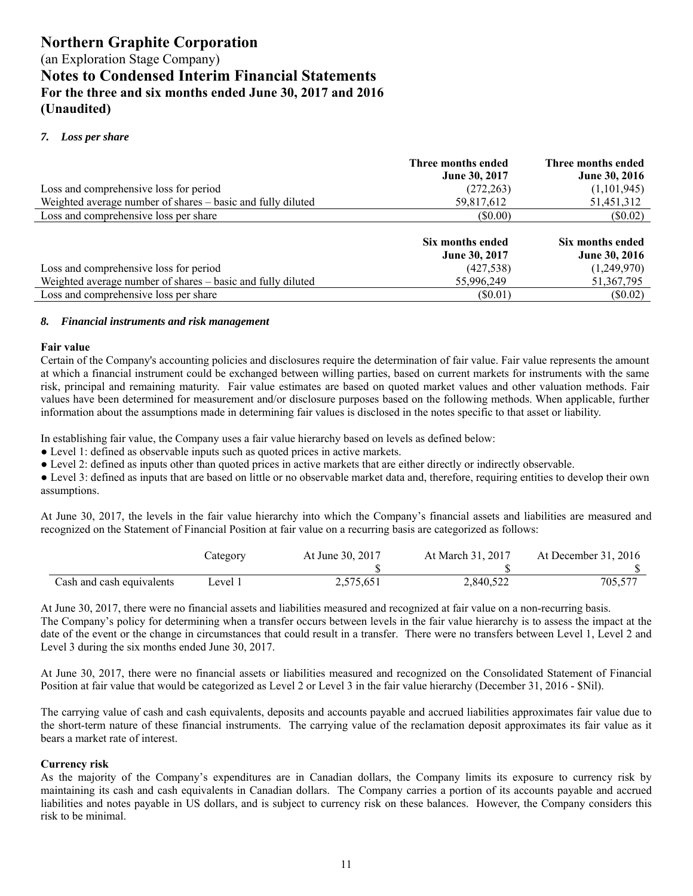# Northern Graphite Corporation

(an Exploration Stage Company)

## Notes to Condensed Interim Financial Statements

### For the three and six months ended June 30, 2017 and 2016

### (Unaudited)

***7. Loss per share***

| | Three months ended June 30, 2017 | Three months ended June 30, 2016 |
|---|---|---|
| Loss and comprehensive loss for period | (272,263) | (1,101,945) |
| Weighted average number of shares – basic and fully diluted | 59,817,612 | 51,451,312 |
| Loss and comprehensive loss per share | ($0.00) | ($0.02) |

| | Six months ended June 30, 2017 | Six months ended June 30, 2016 |
|---|---|---|
| Loss and comprehensive loss for period | (427,538) | (1,249,970) |
| Weighted average number of shares – basic and fully diluted | 55,996,249 | 51,367,795 |
| Loss and comprehensive loss per share | ($0.01) | ($0.02) |

***8. Financial instruments and risk management***

**Fair value**

Certain of the Company's accounting policies and disclosures require the determination of fair value. Fair value represents the amount at which a financial instrument could be exchanged between willing parties, based on current markets for instruments with the same risk, principal and remaining maturity. Fair value estimates are based on quoted market values and other valuation methods. Fair values have been determined for measurement and/or disclosure purposes based on the following methods. When applicable, further information about the assumptions made in determining fair values is disclosed in the notes specific to that asset or liability.

In establishing fair value, the Company uses a fair value hierarchy based on levels as defined below:

- Level 1: defined as observable inputs such as quoted prices in active markets.
- Level 2: defined as inputs other than quoted prices in active markets that are either directly or indirectly observable.
- Level 3: defined as inputs that are based on little or no observable market data and, therefore, requiring entities to develop their own assumptions.

At June 30, 2017, the levels in the fair value hierarchy into which the Company's financial assets and liabilities are measured and recognized on the Statement of Financial Position at fair value on a recurring basis are categorized as follows:

| | Category | At June 30, 2017 | At March 31, 2017 | At December 31, 2016 |
|---|---|---|---|---|
| | | $ | $ | $ |
| Cash and cash equivalents | Level 1 | 2,575,651 | 2,840,522 | 705,577 |

At June 30, 2017, there were no financial assets and liabilities measured and recognized at fair value on a non-recurring basis. The Company's policy for determining when a transfer occurs between levels in the fair value hierarchy is to assess the impact at the date of the event or the change in circumstances that could result in a transfer. There were no transfers between Level 1, Level 2 and Level 3 during the six months ended June 30, 2017.

At June 30, 2017, there were no financial assets or liabilities measured and recognized on the Consolidated Statement of Financial Position at fair value that would be categorized as Level 2 or Level 3 in the fair value hierarchy (December 31, 2016 - $Nil).

The carrying value of cash and cash equivalents, deposits and accounts payable and accrued liabilities approximates fair value due to the short-term nature of these financial instruments. The carrying value of the reclamation deposit approximates its fair value as it bears a market rate of interest.

**Currency risk**

As the majority of the Company's expenditures are in Canadian dollars, the Company limits its exposure to currency risk by maintaining its cash and cash equivalents in Canadian dollars. The Company carries a portion of its accounts payable and accrued liabilities and notes payable in US dollars, and is subject to currency risk on these balances. However, the Company considers this risk to be minimal.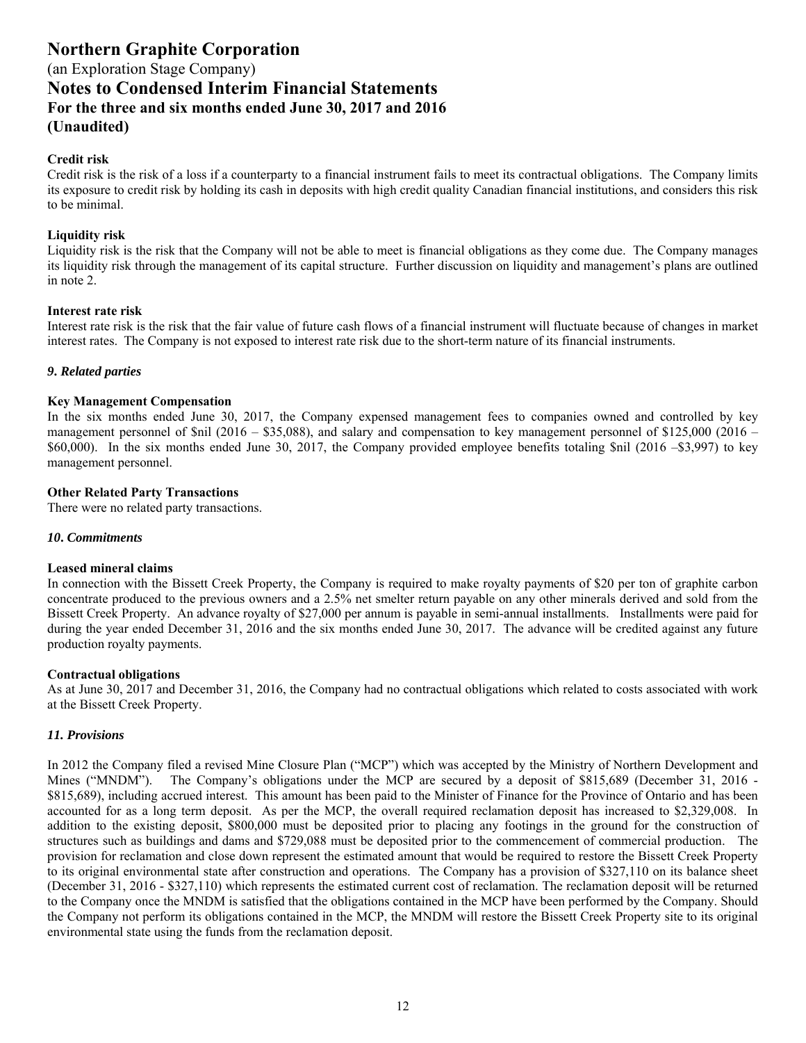# Northern Graphite Corporation

(an Exploration Stage Company)

# Notes to Condensed Interim Financial Statements

## For the three and six months ended June 30, 2017 and 2016

## (Unaudited)

**Credit risk**

Credit risk is the risk of a loss if a counterparty to a financial instrument fails to meet its contractual obligations. The Company limits its exposure to credit risk by holding its cash in deposits with high credit quality Canadian financial institutions, and considers this risk to be minimal.

**Liquidity risk**

Liquidity risk is the risk that the Company will not be able to meet is financial obligations as they come due. The Company manages its liquidity risk through the management of its capital structure. Further discussion on liquidity and management's plans are outlined in note 2.

**Interest rate risk**

Interest rate risk is the risk that the fair value of future cash flows of a financial instrument will fluctuate because of changes in market interest rates. The Company is not exposed to interest rate risk due to the short-term nature of its financial instruments.

### *9. Related parties*

**Key Management Compensation**

In the six months ended June 30, 2017, the Company expensed management fees to companies owned and controlled by key management personnel of $nil (2016 – $35,088), and salary and compensation to key management personnel of $125,000 (2016 – $60,000). In the six months ended June 30, 2017, the Company provided employee benefits totaling $nil (2016 –$3,997) to key management personnel.

**Other Related Party Transactions**

There were no related party transactions.

### *10. Commitments*

**Leased mineral claims**

In connection with the Bissett Creek Property, the Company is required to make royalty payments of $20 per ton of graphite carbon concentrate produced to the previous owners and a 2.5% net smelter return payable on any other minerals derived and sold from the Bissett Creek Property. An advance royalty of $27,000 per annum is payable in semi-annual installments. Installments were paid for during the year ended December 31, 2016 and the six months ended June 30, 2017. The advance will be credited against any future production royalty payments.

**Contractual obligations**

As at June 30, 2017 and December 31, 2016, the Company had no contractual obligations which related to costs associated with work at the Bissett Creek Property.

### *11. Provisions*

In 2012 the Company filed a revised Mine Closure Plan ("MCP") which was accepted by the Ministry of Northern Development and Mines ("MNDM"). The Company's obligations under the MCP are secured by a deposit of $815,689 (December 31, 2016 - $815,689), including accrued interest. This amount has been paid to the Minister of Finance for the Province of Ontario and has been accounted for as a long term deposit. As per the MCP, the overall required reclamation deposit has increased to $2,329,008. In addition to the existing deposit, $800,000 must be deposited prior to placing any footings in the ground for the construction of structures such as buildings and dams and $729,088 must be deposited prior to the commencement of commercial production. The provision for reclamation and close down represent the estimated amount that would be required to restore the Bissett Creek Property to its original environmental state after construction and operations. The Company has a provision of $327,110 on its balance sheet (December 31, 2016 - $327,110) which represents the estimated current cost of reclamation. The reclamation deposit will be returned to the Company once the MNDM is satisfied that the obligations contained in the MCP have been performed by the Company. Should the Company not perform its obligations contained in the MCP, the MNDM will restore the Bissett Creek Property site to its original environmental state using the funds from the reclamation deposit.